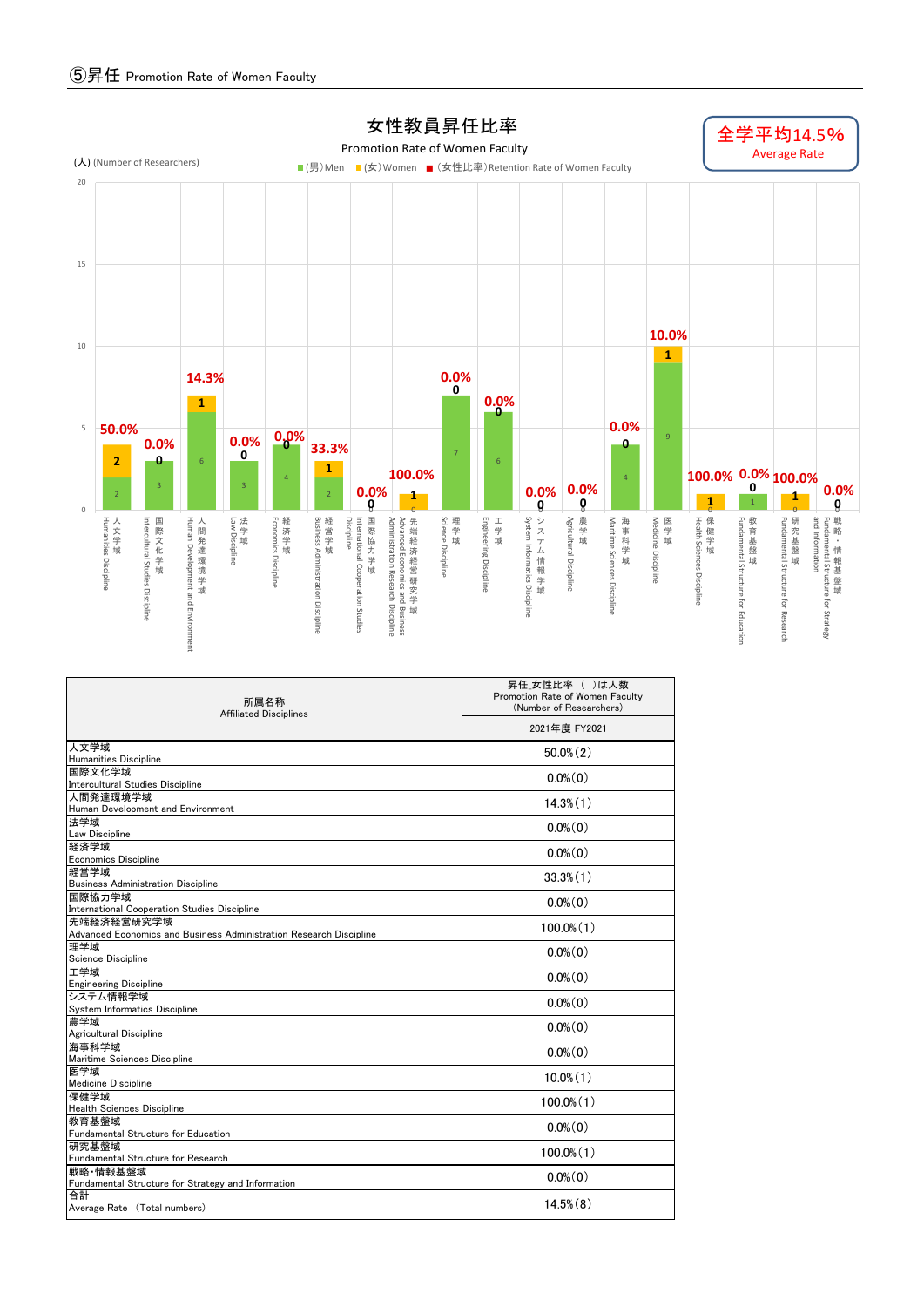## ⑤昇任 Promotion Rate of Women Faculty

**女性教員昇任比率**

Promotion Rate of Women Faculty

全学平均14.5%
Average Rate

(人) (Number of Researchers)

■(男)Men ■(女)Women ■(女性比率)Retention Rate of Women Faculty

| 所属名称<br>Affiliated Disciplines | 昇任_女性比率（ ）は人数<br>Promotion Rate of Women Faculty<br>(Number of Researchers) |
|---|---|
| | 2021年度 FY2021 |
| 人文学域<br>Humanities Discipline | 50.0%(2) |
| 国際文化学域<br>Intercultural Studies Discipline | 0.0%(0) |
| 人間発達環境学域<br>Human Development and Environment | 14.3%(1) |
| 法学域<br>Law Discipline | 0.0%(0) |
| 経済学域<br>Economics Discipline | 0.0%(0) |
| 経営学域<br>Business Administration Discipline | 33.3%(1) |
| 国際協力学域<br>International Cooperation Studies Discipline | 0.0%(0) |
| 先端経済経営研究学域<br>Advanced Economics and Business Administration Research Discipline | 100.0%(1) |
| 理学域<br>Science Discipline | 0.0%(0) |
| 工学域<br>Engineering Discipline | 0.0%(0) |
| システム情報学域<br>System Informatics Discipline | 0.0%(0) |
| 農学域<br>Agricultural Discipline | 0.0%(0) |
| 海事科学域<br>Maritime Sciences Discipline | 0.0%(0) |
| 医学域<br>Medicine Discipline | 10.0%(1) |
| 保健学域<br>Health Sciences Discipline | 100.0%(1) |
| 教育基盤域<br>Fundamental Structure for Education | 0.0%(0) |
| 研究基盤域<br>Fundamental Structure for Research | 100.0%(1) |
| 戦略・情報基盤域<br>Fundamental Structure for Strategy and Information | 0.0%(0) |
| 合計<br>Average Rate (Total numbers) | 14.5%(8) |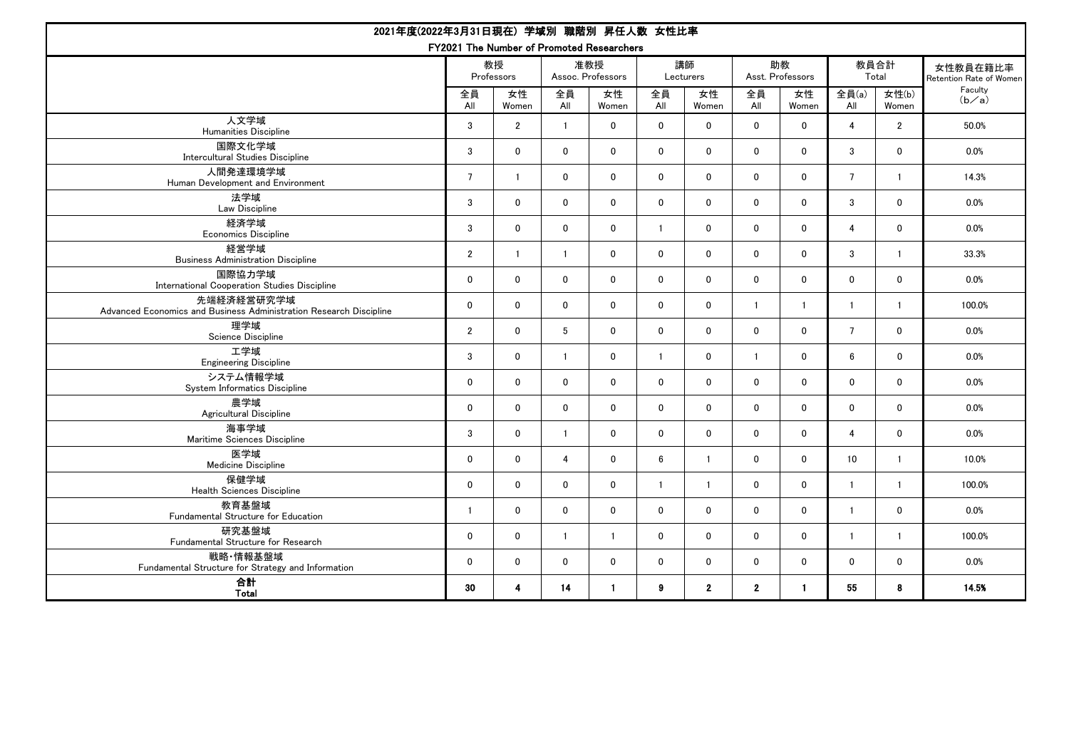# 2021年度(2022年3月31日現在) 学域別 職階別 昇任人数 女性比率

FY2021 The Number of Promoted Researchers

| | 教授 Professors | | 准教授 Assoc. Professors | | 講師 Lecturers | | 助教 Asst. Professors | | 教員合計 Total | | 女性教員在籍比率 Retention Rate of Women Faculty |
|---|---|---|---|---|---|---|---|---|---|---|---|
| | 全員 All | 女性 Women | 全員 All | 女性 Women | 全員 All | 女性 Women | 全員 All | 女性 Women | 全員(a) All | 女性(b) Women | (b／a) |
| 人文学域 Humanities Discipline | 3 | 2 | 1 | 0 | 0 | 0 | 0 | 0 | 4 | 2 | 50.0% |
| 国際文化学域 Intercultural Studies Discipline | 3 | 0 | 0 | 0 | 0 | 0 | 0 | 0 | 3 | 0 | 0.0% |
| 人間発達環境学域 Human Development and Environment | 7 | 1 | 0 | 0 | 0 | 0 | 0 | 0 | 7 | 1 | 14.3% |
| 法学域 Law Discipline | 3 | 0 | 0 | 0 | 0 | 0 | 0 | 0 | 3 | 0 | 0.0% |
| 経済学域 Economics Discipline | 3 | 0 | 0 | 0 | 1 | 0 | 0 | 0 | 4 | 0 | 0.0% |
| 経営学域 Business Administration Discipline | 2 | 1 | 1 | 0 | 0 | 0 | 0 | 0 | 3 | 1 | 33.3% |
| 国際協力学域 International Cooperation Studies Discipline | 0 | 0 | 0 | 0 | 0 | 0 | 0 | 0 | 0 | 0 | 0.0% |
| 先端経済経営研究学域 Advanced Economics and Business Administration Research Discipline | 0 | 0 | 0 | 0 | 0 | 0 | 1 | 1 | 1 | 1 | 100.0% |
| 理学域 Science Discipline | 2 | 0 | 5 | 0 | 0 | 0 | 0 | 0 | 7 | 0 | 0.0% |
| 工学域 Engineering Discipline | 3 | 0 | 1 | 0 | 1 | 0 | 1 | 0 | 6 | 0 | 0.0% |
| システム情報学域 System Informatics Discipline | 0 | 0 | 0 | 0 | 0 | 0 | 0 | 0 | 0 | 0 | 0.0% |
| 農学域 Agricultural Discipline | 0 | 0 | 0 | 0 | 0 | 0 | 0 | 0 | 0 | 0 | 0.0% |
| 海事学域 Maritime Sciences Discipline | 3 | 0 | 1 | 0 | 0 | 0 | 0 | 0 | 4 | 0 | 0.0% |
| 医学域 Medicine Discipline | 0 | 0 | 4 | 0 | 6 | 1 | 0 | 0 | 10 | 1 | 10.0% |
| 保健学域 Health Sciences Discipline | 0 | 0 | 0 | 0 | 1 | 1 | 0 | 0 | 1 | 1 | 100.0% |
| 教育基盤域 Fundamental Structure for Education | 1 | 0 | 0 | 0 | 0 | 0 | 0 | 0 | 1 | 0 | 0.0% |
| 研究基盤域 Fundamental Structure for Research | 0 | 0 | 1 | 1 | 0 | 0 | 0 | 0 | 1 | 1 | 100.0% |
| 戦略・情報基盤域 Fundamental Structure for Strategy and Information | 0 | 0 | 0 | 0 | 0 | 0 | 0 | 0 | 0 | 0 | 0.0% |
| **合計 Total** | **30** | **4** | **14** | **1** | **9** | **2** | **2** | **1** | **55** | **8** | **14.5%** |